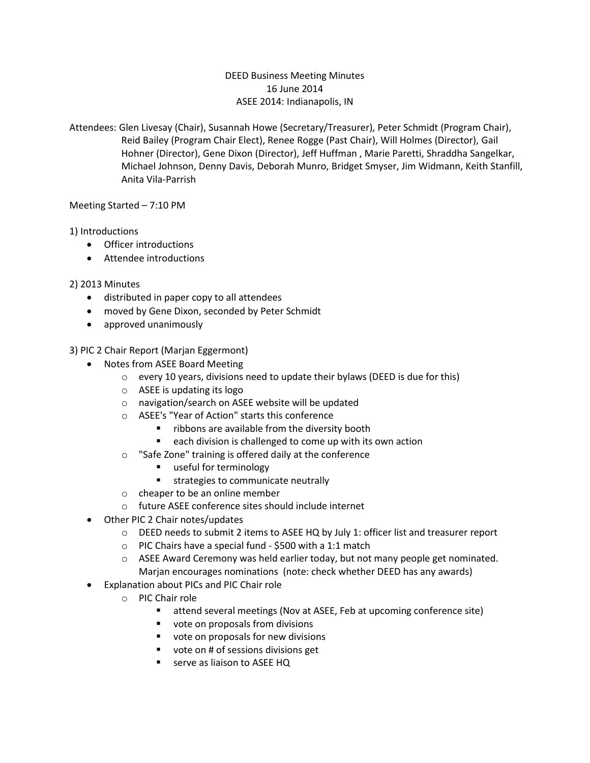DEED Business Meeting Minutes
16 June 2014
ASEE 2014: Indianapolis, IN

Attendees: Glen Livesay (Chair), Susannah Howe (Secretary/Treasurer), Peter Schmidt (Program Chair), Reid Bailey (Program Chair Elect), Renee Rogge (Past Chair), Will Holmes (Director), Gail Hohner (Director), Gene Dixon (Director), Jeff Huffman , Marie Paretti, Shraddha Sangelkar, Michael Johnson, Denny Davis, Deborah Munro, Bridget Smyser, Jim Widmann, Keith Stanfill, Anita Vila-Parrish

Meeting Started – 7:10 PM

1) Introductions
- Officer introductions
- Attendee introductions

2) 2013 Minutes
- distributed in paper copy to all attendees
- moved by Gene Dixon, seconded by Peter Schmidt
- approved unanimously

3) PIC 2 Chair Report (Marjan Eggermont)
- Notes from ASEE Board Meeting
  - every 10 years, divisions need to update their bylaws (DEED is due for this)
  - ASEE is updating its logo
  - navigation/search on ASEE website will be updated
  - ASEE's "Year of Action" starts this conference
    - ribbons are available from the diversity booth
    - each division is challenged to come up with its own action
  - "Safe Zone" training is offered daily at the conference
    - useful for terminology
    - strategies to communicate neutrally
  - cheaper to be an online member
  - future ASEE conference sites should include internet
- Other PIC 2 Chair notes/updates
  - DEED needs to submit 2 items to ASEE HQ by July 1: officer list and treasurer report
  - PIC Chairs have a special fund - $500 with a 1:1 match
  - ASEE Award Ceremony was held earlier today, but not many people get nominated. Marjan encourages nominations (note: check whether DEED has any awards)
- Explanation about PICs and PIC Chair role
  - PIC Chair role
    - attend several meetings (Nov at ASEE, Feb at upcoming conference site)
    - vote on proposals from divisions
    - vote on proposals for new divisions
    - vote on # of sessions divisions get
    - serve as liaison to ASEE HQ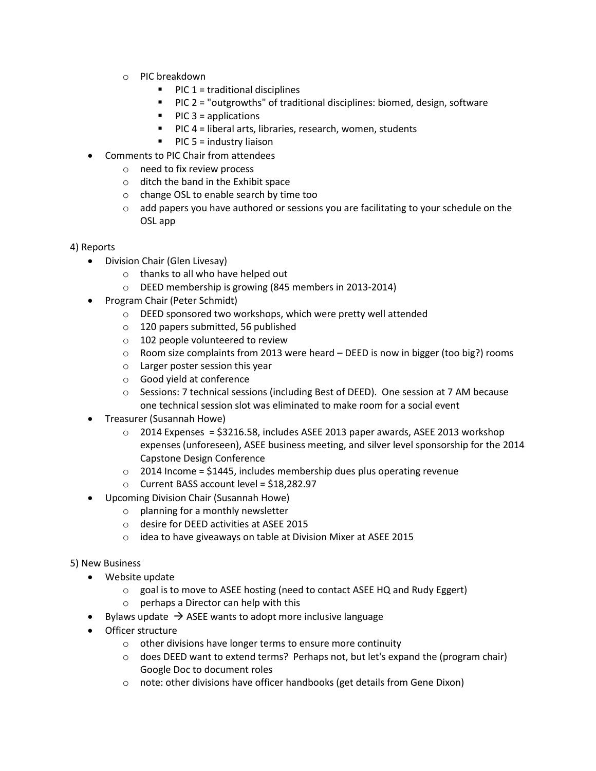- PIC breakdown
    - PIC 1 = traditional disciplines
    - PIC 2 = "outgrowths" of traditional disciplines: biomed, design, software
    - PIC 3 = applications
    - PIC 4 = liberal arts, libraries, research, women, students
    - PIC 5 = industry liaison
- Comments to PIC Chair from attendees
    - need to fix review process
    - ditch the band in the Exhibit space
    - change OSL to enable search by time too
    - add papers you have authored or sessions you are facilitating to your schedule on the OSL app

4) Reports

- Division Chair (Glen Livesay)
    - thanks to all who have helped out
    - DEED membership is growing (845 members in 2013-2014)
- Program Chair (Peter Schmidt)
    - DEED sponsored two workshops, which were pretty well attended
    - 120 papers submitted, 56 published
    - 102 people volunteered to review
    - Room size complaints from 2013 were heard – DEED is now in bigger (too big?) rooms
    - Larger poster session this year
    - Good yield at conference
    - Sessions: 7 technical sessions (including Best of DEED). One session at 7 AM because one technical session slot was eliminated to make room for a social event
- Treasurer (Susannah Howe)
    - 2014 Expenses = $3216.58, includes ASEE 2013 paper awards, ASEE 2013 workshop expenses (unforeseen), ASEE business meeting, and silver level sponsorship for the 2014 Capstone Design Conference
    - 2014 Income = $1445, includes membership dues plus operating revenue
    - Current BASS account level = $18,282.97
- Upcoming Division Chair (Susannah Howe)
    - planning for a monthly newsletter
    - desire for DEED activities at ASEE 2015
    - idea to have giveaways on table at Division Mixer at ASEE 2015

5) New Business

- Website update
    - goal is to move to ASEE hosting (need to contact ASEE HQ and Rudy Eggert)
    - perhaps a Director can help with this
- Bylaws update → ASEE wants to adopt more inclusive language
- Officer structure
    - other divisions have longer terms to ensure more continuity
    - does DEED want to extend terms? Perhaps not, but let's expand the (program chair) Google Doc to document roles
    - note: other divisions have officer handbooks (get details from Gene Dixon)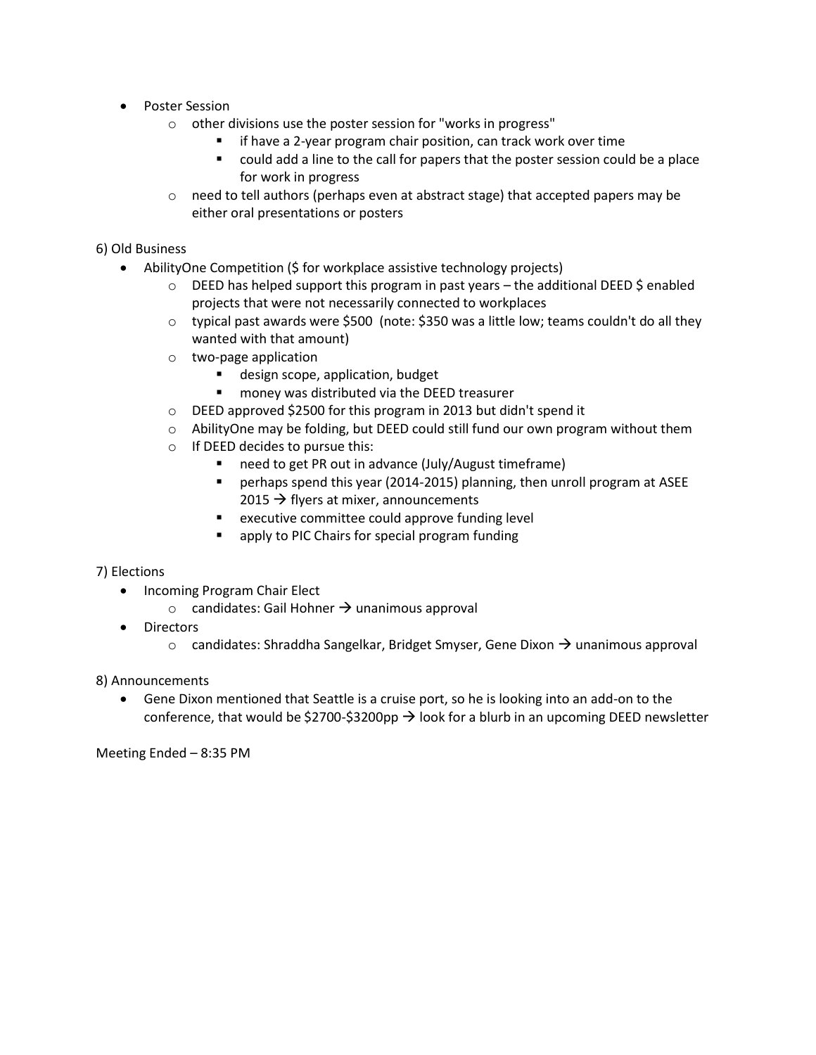- Poster Session
  - other divisions use the poster session for "works in progress"
    - if have a 2-year program chair position, can track work over time
    - could add a line to the call for papers that the poster session could be a place for work in progress
  - need to tell authors (perhaps even at abstract stage) that accepted papers may be either oral presentations or posters

6) Old Business

- AbilityOne Competition ($ for workplace assistive technology projects)
  - DEED has helped support this program in past years – the additional DEED $ enabled projects that were not necessarily connected to workplaces
  - typical past awards were $500 (note: $350 was a little low; teams couldn't do all they wanted with that amount)
  - two-page application
    - design scope, application, budget
    - money was distributed via the DEED treasurer
  - DEED approved $2500 for this program in 2013 but didn't spend it
  - AbilityOne may be folding, but DEED could still fund our own program without them
  - If DEED decides to pursue this:
    - need to get PR out in advance (July/August timeframe)
    - perhaps spend this year (2014-2015) planning, then unroll program at ASEE 2015 → flyers at mixer, announcements
    - executive committee could approve funding level
    - apply to PIC Chairs for special program funding

7) Elections

- Incoming Program Chair Elect
  - candidates: Gail Hohner → unanimous approval
- Directors
  - candidates: Shraddha Sangelkar, Bridget Smyser, Gene Dixon → unanimous approval

8) Announcements

- Gene Dixon mentioned that Seattle is a cruise port, so he is looking into an add-on to the conference, that would be $2700-$3200pp → look for a blurb in an upcoming DEED newsletter

Meeting Ended – 8:35 PM